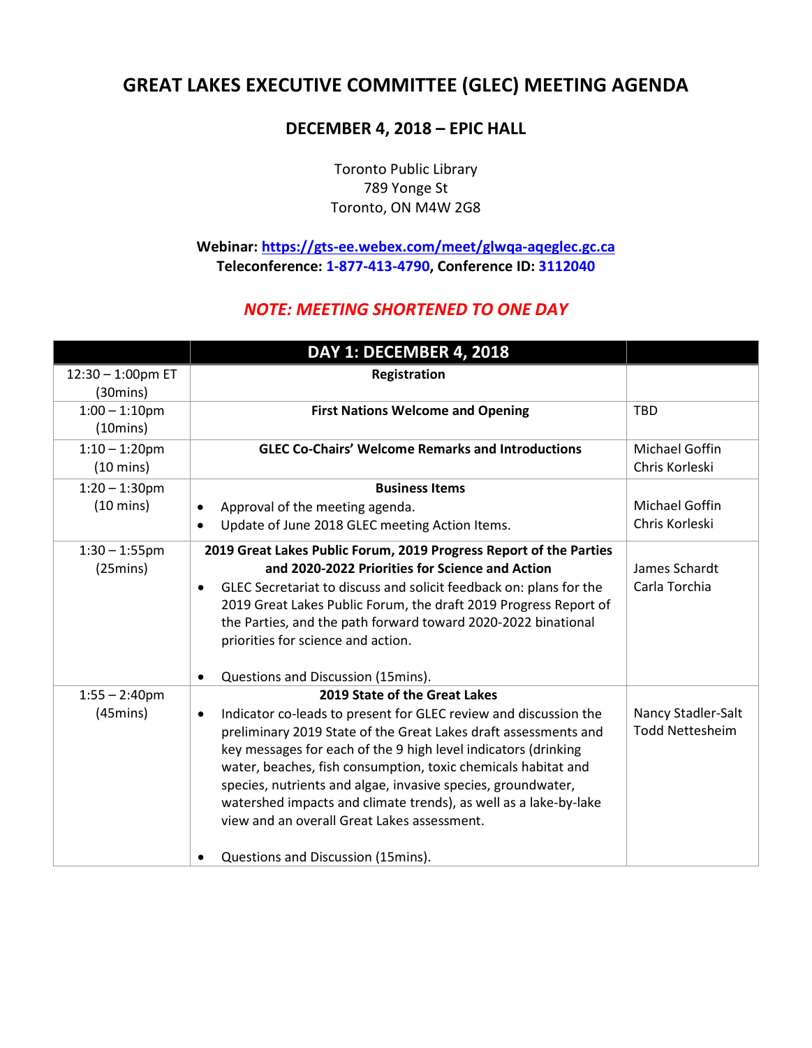# GREAT LAKES EXECUTIVE COMMITTEE (GLEC) MEETING AGENDA

## DECEMBER 4, 2018 – EPIC HALL

Toronto Public Library
789 Yonge St
Toronto, ON M4W 2G8

**Webinar: https://gts-ee.webex.com/meet/glwqa-aqeglec.gc.ca**
**Teleconference: 1-877-413-4790, Conference ID: 3112040**

***NOTE: MEETING SHORTENED TO ONE DAY***

| | DAY 1: DECEMBER 4, 2018 | |
|---|---|---|
| 12:30 – 1:00pm ET (30mins) | **Registration** | |
| 1:00 – 1:10pm (10mins) | **First Nations Welcome and Opening** | TBD |
| 1:10 – 1:20pm (10 mins) | **GLEC Co-Chairs' Welcome Remarks and Introductions** | Michael Goffin<br>Chris Korleski |
| 1:20 – 1:30pm (10 mins) | **Business Items**<br>• Approval of the meeting agenda.<br>• Update of June 2018 GLEC meeting Action Items. | Michael Goffin<br>Chris Korleski |
| 1:30 – 1:55pm (25mins) | **2019 Great Lakes Public Forum, 2019 Progress Report of the Parties and 2020-2022 Priorities for Science and Action**<br>• GLEC Secretariat to discuss and solicit feedback on: plans for the 2019 Great Lakes Public Forum, the draft 2019 Progress Report of the Parties, and the path forward toward 2020-2022 binational priorities for science and action.<br>• Questions and Discussion (15mins). | James Schardt<br>Carla Torchia |
| 1:55 – 2:40pm (45mins) | **2019 State of the Great Lakes**<br>• Indicator co-leads to present for GLEC review and discussion the preliminary 2019 State of the Great Lakes draft assessments and key messages for each of the 9 high level indicators (drinking water, beaches, fish consumption, toxic chemicals habitat and species, nutrients and algae, invasive species, groundwater, watershed impacts and climate trends), as well as a lake-by-lake view and an overall Great Lakes assessment.<br>• Questions and Discussion (15mins). | Nancy Stadler-Salt<br>Todd Nettesheim |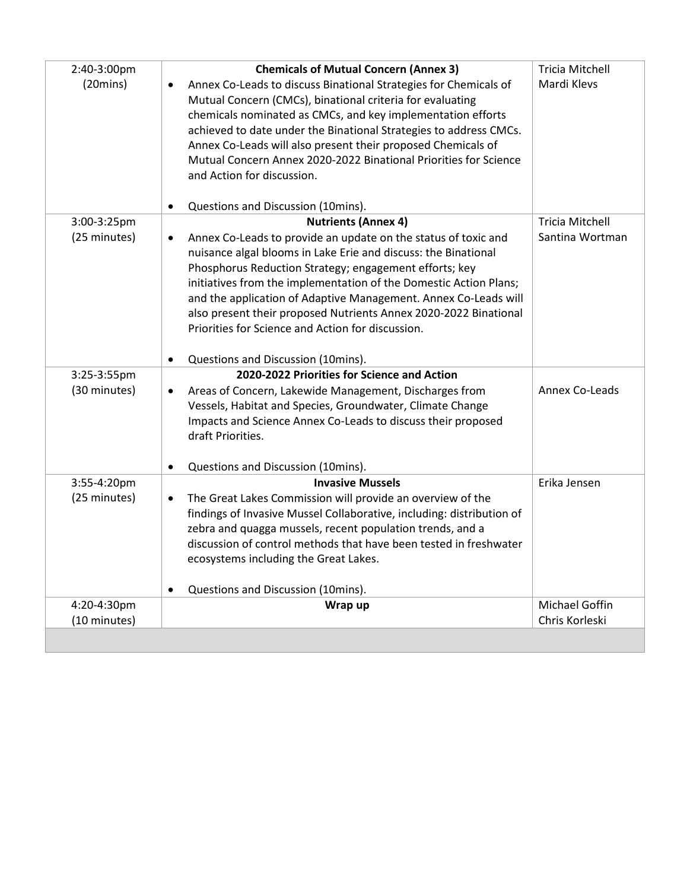| | | |
|---|---|---|
| 2:40-3:00pm (20mins) | **Chemicals of Mutual Concern (Annex 3)**<br>• Annex Co-Leads to discuss Binational Strategies for Chemicals of Mutual Concern (CMCs), binational criteria for evaluating chemicals nominated as CMCs, and key implementation efforts achieved to date under the Binational Strategies to address CMCs. Annex Co-Leads will also present their proposed Chemicals of Mutual Concern Annex 2020-2022 Binational Priorities for Science and Action for discussion.<br>• Questions and Discussion (10mins). | Tricia Mitchell<br>Mardi Klevs |
| 3:00-3:25pm (25 minutes) | **Nutrients (Annex 4)**<br>• Annex Co-Leads to provide an update on the status of toxic and nuisance algal blooms in Lake Erie and discuss: the Binational Phosphorus Reduction Strategy; engagement efforts; key initiatives from the implementation of the Domestic Action Plans; and the application of Adaptive Management. Annex Co-Leads will also present their proposed Nutrients Annex 2020-2022 Binational Priorities for Science and Action for discussion.<br>• Questions and Discussion (10mins). | Tricia Mitchell<br>Santina Wortman |
| 3:25-3:55pm (30 minutes) | **2020-2022 Priorities for Science and Action**<br>• Areas of Concern, Lakewide Management, Discharges from Vessels, Habitat and Species, Groundwater, Climate Change Impacts and Science Annex Co-Leads to discuss their proposed draft Priorities.<br>• Questions and Discussion (10mins). | Annex Co-Leads |
| 3:55-4:20pm (25 minutes) | **Invasive Mussels**<br>• The Great Lakes Commission will provide an overview of the findings of Invasive Mussel Collaborative, including: distribution of zebra and quagga mussels, recent population trends, and a discussion of control methods that have been tested in freshwater ecosystems including the Great Lakes.<br>• Questions and Discussion (10mins). | Erika Jensen |
| 4:20-4:30pm (10 minutes) | **Wrap up** | Michael Goffin<br>Chris Korleski |
| | | |